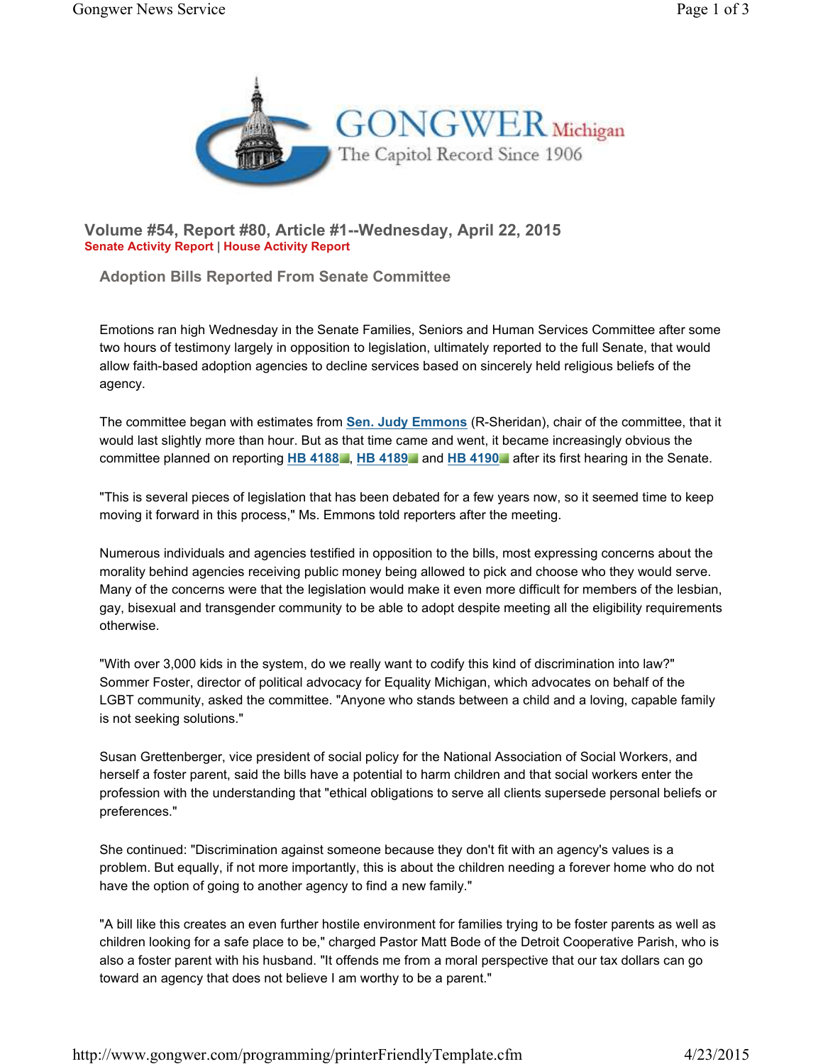**Volume #54, Report #80, Article #1--Wednesday, April 22, 2015**
**Senate Activity Report | House Activity Report**

## Adoption Bills Reported From Senate Committee

Emotions ran high Wednesday in the Senate Families, Seniors and Human Services Committee after some two hours of testimony largely in opposition to legislation, ultimately reported to the full Senate, that would allow faith-based adoption agencies to decline services based on sincerely held religious beliefs of the agency.

The committee began with estimates from **Sen. Judy Emmons** (R-Sheridan), chair of the committee, that it would last slightly more than hour. But as that time came and went, it became increasingly obvious the committee planned on reporting **HB 4188**, **HB 4189** and **HB 4190** after its first hearing in the Senate.

"This is several pieces of legislation that has been debated for a few years now, so it seemed time to keep moving it forward in this process," Ms. Emmons told reporters after the meeting.

Numerous individuals and agencies testified in opposition to the bills, most expressing concerns about the morality behind agencies receiving public money being allowed to pick and choose who they would serve. Many of the concerns were that the legislation would make it even more difficult for members of the lesbian, gay, bisexual and transgender community to be able to adopt despite meeting all the eligibility requirements otherwise.

"With over 3,000 kids in the system, do we really want to codify this kind of discrimination into law?" Sommer Foster, director of political advocacy for Equality Michigan, which advocates on behalf of the LGBT community, asked the committee. "Anyone who stands between a child and a loving, capable family is not seeking solutions."

Susan Grettenberger, vice president of social policy for the National Association of Social Workers, and herself a foster parent, said the bills have a potential to harm children and that social workers enter the profession with the understanding that "ethical obligations to serve all clients supersede personal beliefs or preferences."

She continued: "Discrimination against someone because they don't fit with an agency's values is a problem. But equally, if not more importantly, this is about the children needing a forever home who do not have the option of going to another agency to find a new family."

"A bill like this creates an even further hostile environment for families trying to be foster parents as well as children looking for a safe place to be," charged Pastor Matt Bode of the Detroit Cooperative Parish, who is also a foster parent with his husband. "It offends me from a moral perspective that our tax dollars can go toward an agency that does not believe I am worthy to be a parent."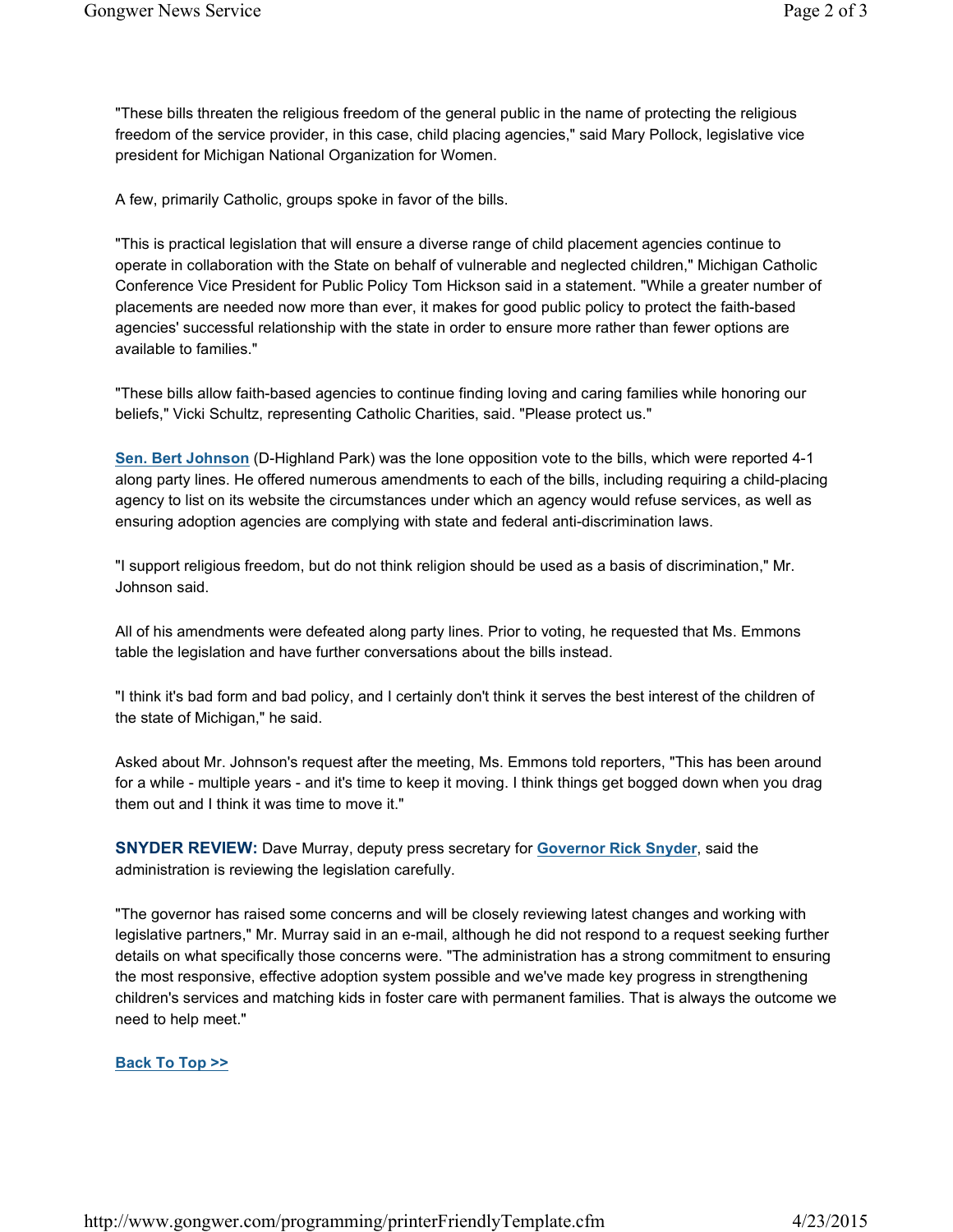"These bills threaten the religious freedom of the general public in the name of protecting the religious freedom of the service provider, in this case, child placing agencies," said Mary Pollock, legislative vice president for Michigan National Organization for Women.

A few, primarily Catholic, groups spoke in favor of the bills.

"This is practical legislation that will ensure a diverse range of child placement agencies continue to operate in collaboration with the State on behalf of vulnerable and neglected children," Michigan Catholic Conference Vice President for Public Policy Tom Hickson said in a statement. "While a greater number of placements are needed now more than ever, it makes for good public policy to protect the faith-based agencies' successful relationship with the state in order to ensure more rather than fewer options are available to families."

"These bills allow faith-based agencies to continue finding loving and caring families while honoring our beliefs," Vicki Schultz, representing Catholic Charities, said. "Please protect us."

**Sen. Bert Johnson** (D-Highland Park) was the lone opposition vote to the bills, which were reported 4-1 along party lines. He offered numerous amendments to each of the bills, including requiring a child-placing agency to list on its website the circumstances under which an agency would refuse services, as well as ensuring adoption agencies are complying with state and federal anti-discrimination laws.

"I support religious freedom, but do not think religion should be used as a basis of discrimination," Mr. Johnson said.

All of his amendments were defeated along party lines. Prior to voting, he requested that Ms. Emmons table the legislation and have further conversations about the bills instead.

"I think it's bad form and bad policy, and I certainly don't think it serves the best interest of the children of the state of Michigan," he said.

Asked about Mr. Johnson's request after the meeting, Ms. Emmons told reporters, "This has been around for a while - multiple years - and it's time to keep it moving. I think things get bogged down when you drag them out and I think it was time to move it."

**SNYDER REVIEW:** Dave Murray, deputy press secretary for **Governor Rick Snyder**, said the administration is reviewing the legislation carefully.

"The governor has raised some concerns and will be closely reviewing latest changes and working with legislative partners," Mr. Murray said in an e-mail, although he did not respond to a request seeking further details on what specifically those concerns were. "The administration has a strong commitment to ensuring the most responsive, effective adoption system possible and we've made key progress in strengthening children's services and matching kids in foster care with permanent families. That is always the outcome we need to help meet."

**Back To Top >>**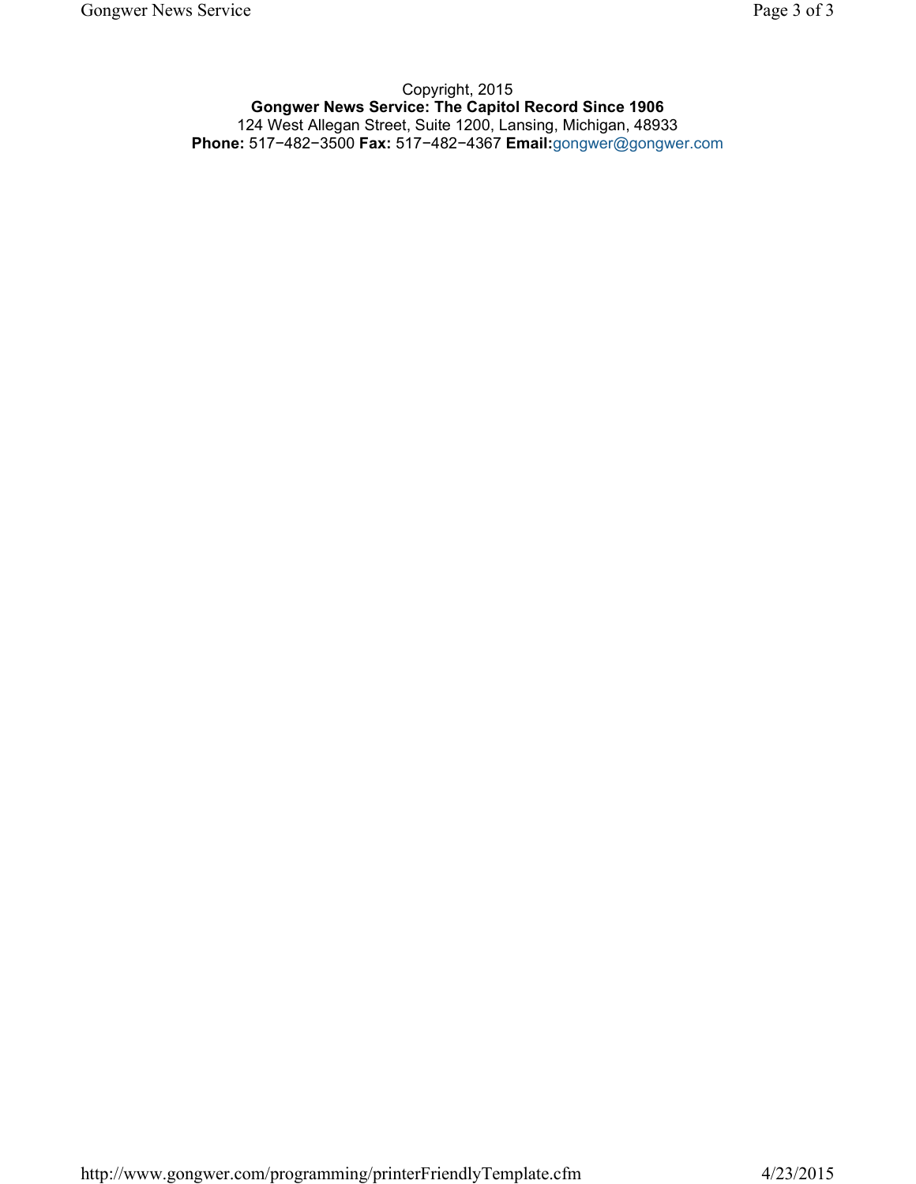Copyright, 2015

**Gongwer News Service: The Capitol Record Since 1906**

124 West Allegan Street, Suite 1200, Lansing, Michigan, 48933

**Phone:** 517−482−3500 **Fax:** 517−482−4367 **Email:**gongwer@gongwer.com